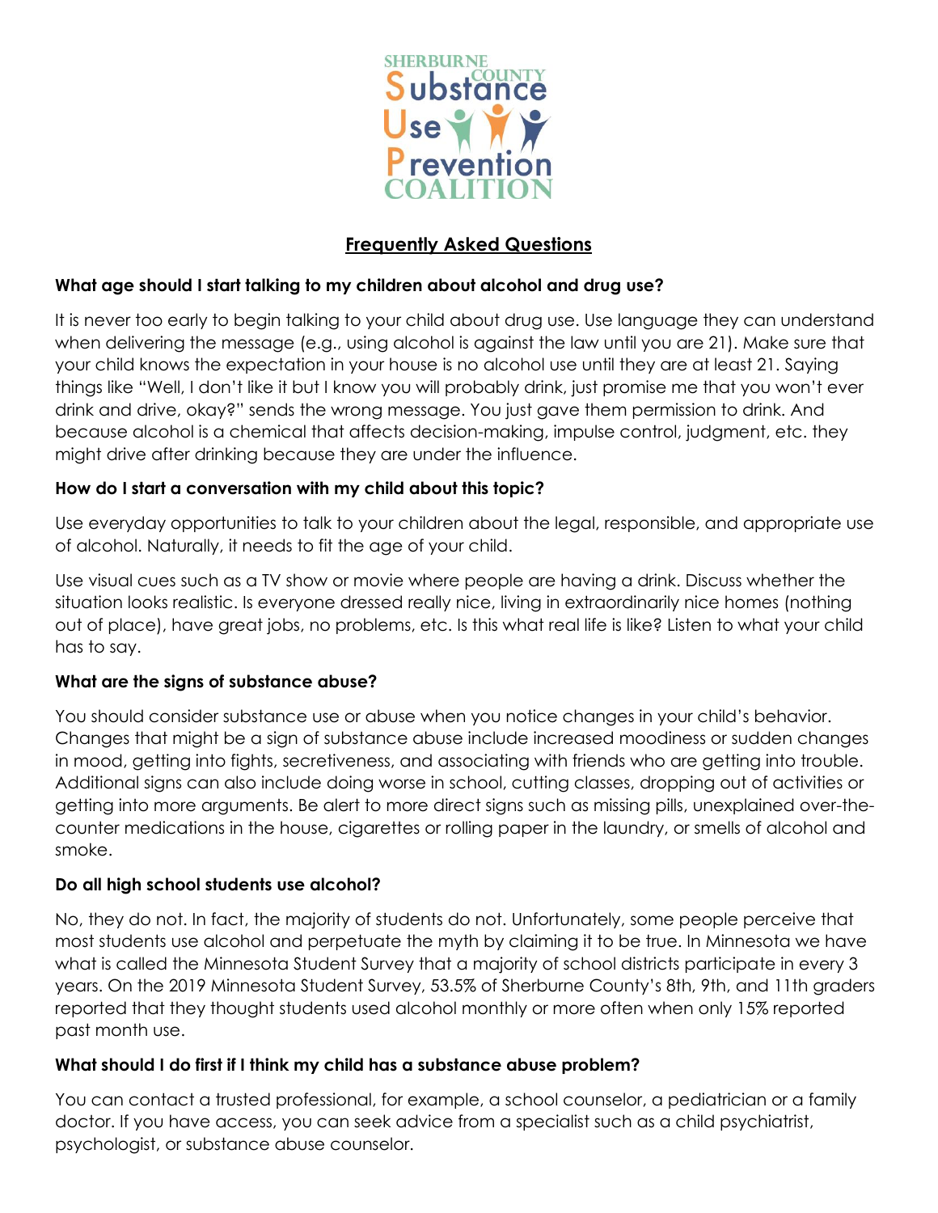SHERBURNE COUNTY Substance Use Prevention COALITION

## Frequently Asked Questions

### What age should I start talking to my children about alcohol and drug use?

It is never too early to begin talking to your child about drug use. Use language they can understand when delivering the message (e.g., using alcohol is against the law until you are 21). Make sure that your child knows the expectation in your house is no alcohol use until they are at least 21. Saying things like "Well, I don't like it but I know you will probably drink, just promise me that you won't ever drink and drive, okay?" sends the wrong message. You just gave them permission to drink. And because alcohol is a chemical that affects decision-making, impulse control, judgment, etc. they might drive after drinking because they are under the influence.

### How do I start a conversation with my child about this topic?

Use everyday opportunities to talk to your children about the legal, responsible, and appropriate use of alcohol. Naturally, it needs to fit the age of your child.

Use visual cues such as a TV show or movie where people are having a drink. Discuss whether the situation looks realistic. Is everyone dressed really nice, living in extraordinarily nice homes (nothing out of place), have great jobs, no problems, etc. Is this what real life is like? Listen to what your child has to say.

### What are the signs of substance abuse?

You should consider substance use or abuse when you notice changes in your child's behavior. Changes that might be a sign of substance abuse include increased moodiness or sudden changes in mood, getting into fights, secretiveness, and associating with friends who are getting into trouble. Additional signs can also include doing worse in school, cutting classes, dropping out of activities or getting into more arguments. Be alert to more direct signs such as missing pills, unexplained over-the-counter medications in the house, cigarettes or rolling paper in the laundry, or smells of alcohol and smoke.

### Do all high school students use alcohol?

No, they do not. In fact, the majority of students do not. Unfortunately, some people perceive that most students use alcohol and perpetuate the myth by claiming it to be true. In Minnesota we have what is called the Minnesota Student Survey that a majority of school districts participate in every 3 years. On the 2019 Minnesota Student Survey, 53.5% of Sherburne County's 8th, 9th, and 11th graders reported that they thought students used alcohol monthly or more often when only 15% reported past month use.

### What should I do first if I think my child has a substance abuse problem?

You can contact a trusted professional, for example, a school counselor, a pediatrician or a family doctor. If you have access, you can seek advice from a specialist such as a child psychiatrist, psychologist, or substance abuse counselor.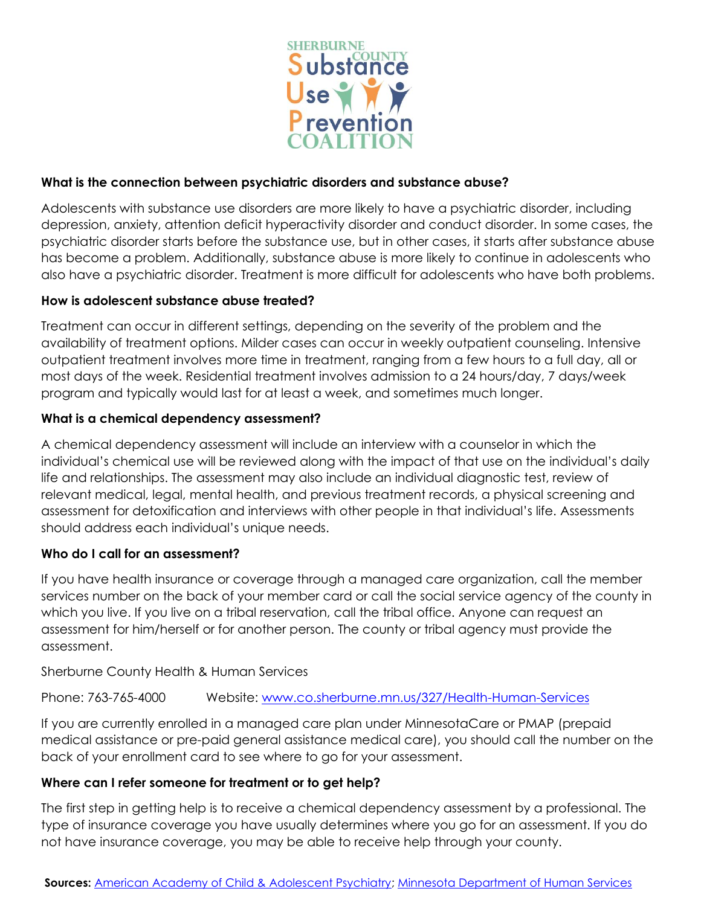SHERBURNE COUNTY Substance Use Prevention COALITION

**What is the connection between psychiatric disorders and substance abuse?**

Adolescents with substance use disorders are more likely to have a psychiatric disorder, including depression, anxiety, attention deficit hyperactivity disorder and conduct disorder. In some cases, the psychiatric disorder starts before the substance use, but in other cases, it starts after substance abuse has become a problem. Additionally, substance abuse is more likely to continue in adolescents who also have a psychiatric disorder. Treatment is more difficult for adolescents who have both problems.

**How is adolescent substance abuse treated?**

Treatment can occur in different settings, depending on the severity of the problem and the availability of treatment options. Milder cases can occur in weekly outpatient counseling. Intensive outpatient treatment involves more time in treatment, ranging from a few hours to a full day, all or most days of the week. Residential treatment involves admission to a 24 hours/day, 7 days/week program and typically would last for at least a week, and sometimes much longer.

**What is a chemical dependency assessment?**

A chemical dependency assessment will include an interview with a counselor in which the individual's chemical use will be reviewed along with the impact of that use on the individual's daily life and relationships. The assessment may also include an individual diagnostic test, review of relevant medical, legal, mental health, and previous treatment records, a physical screening and assessment for detoxification and interviews with other people in that individual's life. Assessments should address each individual's unique needs.

**Who do I call for an assessment?**

If you have health insurance or coverage through a managed care organization, call the member services number on the back of your member card or call the social service agency of the county in which you live. If you live on a tribal reservation, call the tribal office. Anyone can request an assessment for him/herself or for another person. The county or tribal agency must provide the assessment.

Sherburne County Health & Human Services

Phone: 763-765-4000     Website: [www.co.sherburne.mn.us/327/Health-Human-Services](www.co.sherburne.mn.us/327/Health-Human-Services)

If you are currently enrolled in a managed care plan under MinnesotaCare or PMAP (prepaid medical assistance or pre-paid general assistance medical care), you should call the number on the back of your enrollment card to see where to go for your assessment.

**Where can I refer someone for treatment or to get help?**

The first step in getting help is to receive a chemical dependency assessment by a professional. The type of insurance coverage you have usually determines where you go for an assessment. If you do not have insurance coverage, you may be able to receive help through your county.

**Sources:** American Academy of Child & Adolescent Psychiatry; Minnesota Department of Human Services